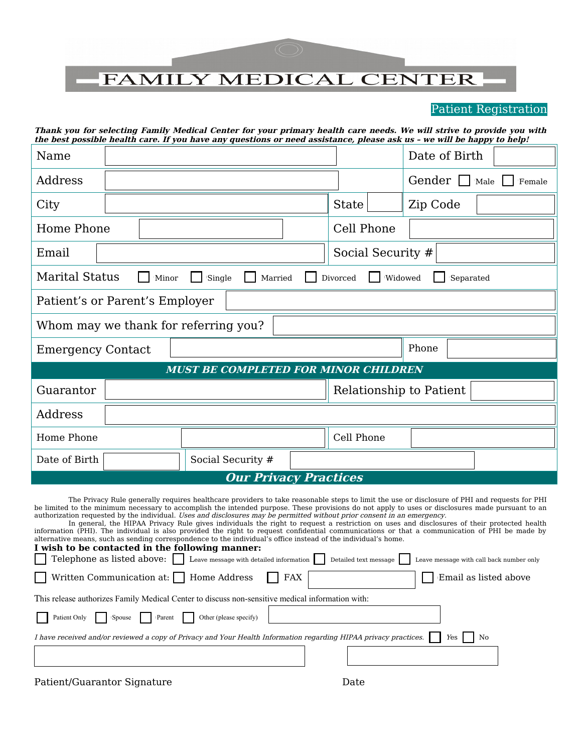# FAMILY MEDICAL CENTER

## Patient Registration

***Thank you for selecting Family Medical Center for your primary health care needs. We will strive to provide you with the best possible health care. If you have any questions or need assistance, please ask us – we will be happy to help!***

| | | | |
|---|---|---|---|
| Name | | Date of Birth | |
| Address | | Gender ☐ Male ☐ Female | |
| City | State | Zip Code | |
| Home Phone | | Cell Phone | |
| Email | | Social Security # | |
| Marital Status ☐ Minor ☐ Single ☐ Married ☐ Divorced ☐ Widowed ☐ Separated | | | |
| Patient's or Parent's Employer | | | |
| Whom may we thank for referring you? | | | |
| Emergency Contact | | Phone | |

***MUST BE COMPLETED FOR MINOR CHILDREN***

| | | | |
|---|---|---|---|
| Guarantor | | Relationship to Patient | |
| Address | | | |
| Home Phone | | Cell Phone | |
| Date of Birth | | Social Security # | |

## *Our Privacy Practices*

The Privacy Rule generally requires healthcare providers to take reasonable steps to limit the use or disclosure of PHI and requests for PHI be limited to the minimum necessary to accomplish the intended purpose. These provisions do not apply to uses or disclosures made pursuant to an authorization requested by the individual. *Uses and disclosures may be permitted without prior consent in an emergency.*

In general, the HIPAA Privacy Rule gives individuals the right to request a restriction on uses and disclosures of their protected health information (PHI). The individual is also provided the right to request confidential communications or that a communication of PHI be made by alternative means, such as sending correspondence to the individual's office instead of the individual's home.

**I wish to be contacted in the following manner:**

☐ Telephone as listed above: ☐ Leave message with detailed information ☐ Detailed text message ☐ Leave message with call back number only

☐ Written Communication at: ☐ Home Address ☐ FAX ________ ☐ Email as listed above

This release authorizes Family Medical Center to discuss non-sensitive medical information with:

☐ Patient Only ☐ Spouse ☐ Parent ☐ Other (please specify) ________

*I have received and/or reviewed a copy of Privacy and Your Health Information regarding HIPAA privacy practices.* ☐ Yes ☐ No

Patient/Guarantor Signature　　　　　　　　　　Date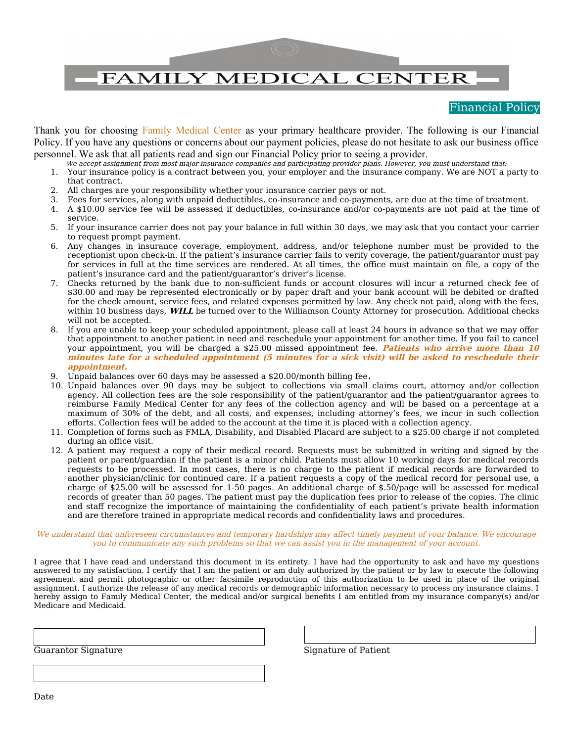# FAMILY MEDICAL CENTER

## Financial Policy

Thank you for choosing Family Medical Center as your primary healthcare provider. The following is our Financial Policy. If you have any questions or concerns about our payment policies, please do not hesitate to ask our business office personnel. We ask that all patients read and sign our Financial Policy prior to seeing a provider.

*We accept assignment from most major insurance companies and participating provider plans. However, you must understand that:*

1. Your insurance policy is a contract between you, your employer and the insurance company. We are NOT a party to that contract.
2. All charges are your responsibility whether your insurance carrier pays or not.
3. Fees for services, along with unpaid deductibles, co-insurance and co-payments, are due at the time of treatment.
4. A $10.00 service fee will be assessed if deductibles, co-insurance and/or co-payments are not paid at the time of service.
5. If your insurance carrier does not pay your balance in full within 30 days, we may ask that you contact your carrier to request prompt payment.
6. Any changes in insurance coverage, employment, address, and/or telephone number must be provided to the receptionist upon check-in. If the patient's insurance carrier fails to verify coverage, the patient/guarantor must pay for services in full at the time services are rendered. At all times, the office must maintain on file, a copy of the patient's insurance card and the patient/guarantor's driver's license.
7. Checks returned by the bank due to non-sufficient funds or account closures will incur a returned check fee of $30.00 and may be represented electronically or by paper draft and your bank account will be debited or drafted for the check amount, service fees, and related expenses permitted by law. Any check not paid, along with the fees, within 10 business days, ***WILL*** be turned over to the Williamson County Attorney for prosecution. Additional checks will not be accepted.
8. If you are unable to keep your scheduled appointment, please call at least 24 hours in advance so that we may offer that appointment to another patient in need and reschedule your appointment for another time. If you fail to cancel your appointment, you will be charged a $25.00 missed appointment fee. ***Patients who arrive more than 10 minutes late for a scheduled appointment (5 minutes for a sick visit) will be asked to reschedule their appointment.***
9. Unpaid balances over 60 days may be assessed a $20.00/month billing fee.
10. Unpaid balances over 90 days may be subject to collections via small claims court, attorney and/or collection agency. All collection fees are the sole responsibility of the patient/guarantor and the patient/guarantor agrees to reimburse Family Medical Center for any fees of the collection agency and will be based on a percentage at a maximum of 30% of the debt, and all costs, and expenses, including attorney's fees, we incur in such collection efforts. Collection fees will be added to the account at the time it is placed with a collection agency.
11. Completion of forms such as FMLA, Disability, and Disabled Placard are subject to a $25.00 charge if not completed during an office visit.
12. A patient may request a copy of their medical record. Requests must be submitted in writing and signed by the patient or parent/guardian if the patient is a minor child. Patients must allow 10 working days for medical records requests to be processed. In most cases, there is no charge to the patient if medical records are forwarded to another physician/clinic for continued care. If a patient requests a copy of the medical record for personal use, a charge of $25.00 will be assessed for 1-50 pages. An additional charge of $.50/page will be assessed for medical records of greater than 50 pages. The patient must pay the duplication fees prior to release of the copies. The clinic and staff recognize the importance of maintaining the confidentiality of each patient's private health information and are therefore trained in appropriate medical records and confidentiality laws and procedures.

*We understand that unforeseen circumstances and temporary hardships may affect timely payment of your balance. We encourage you to communicate any such problems so that we can assist you in the management of your account.*

I agree that I have read and understand this document in its entirety. I have had the opportunity to ask and have my questions answered to my satisfaction. I certify that I am the patient or am duly authorized by the patient or by law to execute the following agreement and permit photographic or other facsimile reproduction of this authorization to be used in place of the original assignment. I authorize the release of any medical records or demographic information necessary to process my insurance claims. I hereby assign to Family Medical Center, the medical and/or surgical benefits I am entitled from my insurance company(s) and/or Medicare and Medicaid.

Guarantor Signature

Signature of Patient

Date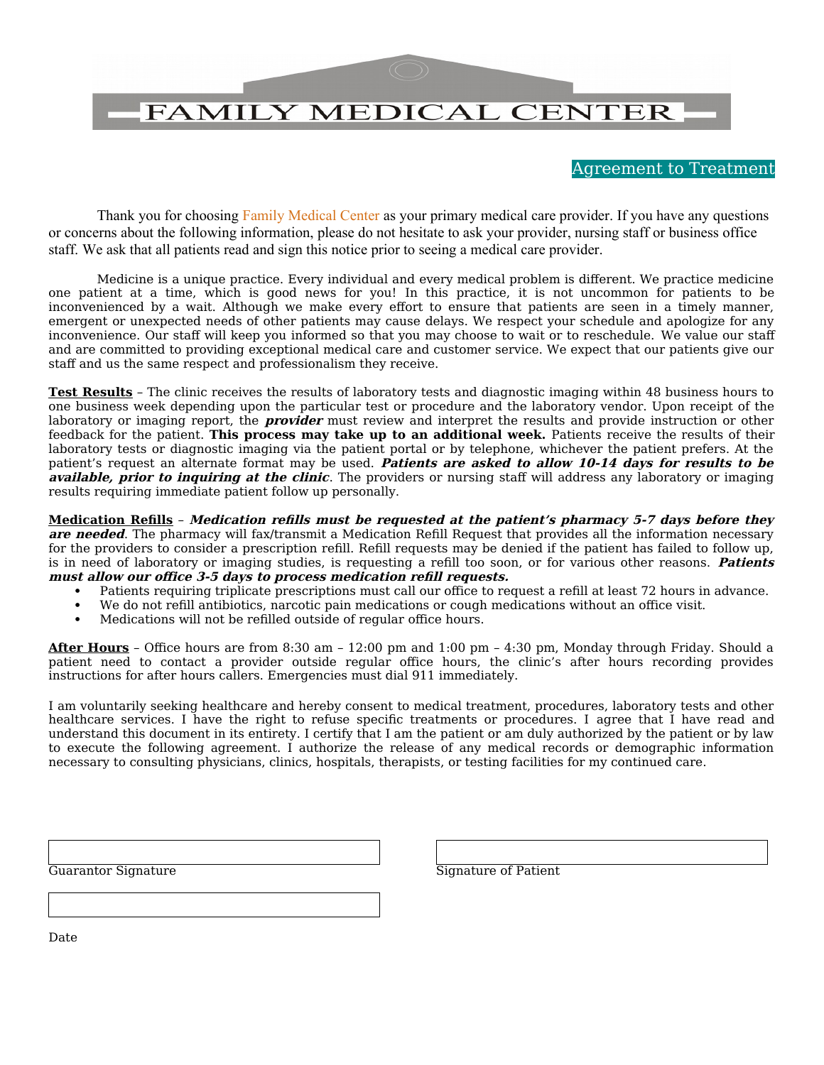# FAMILY MEDICAL CENTER

## Agreement to Treatment

Thank you for choosing Family Medical Center as your primary medical care provider. If you have any questions or concerns about the following information, please do not hesitate to ask your provider, nursing staff or business office staff. We ask that all patients read and sign this notice prior to seeing a medical care provider.

Medicine is a unique practice. Every individual and every medical problem is different. We practice medicine one patient at a time, which is good news for you! In this practice, it is not uncommon for patients to be inconvenienced by a wait. Although we make every effort to ensure that patients are seen in a timely manner, emergent or unexpected needs of other patients may cause delays. We respect your schedule and apologize for any inconvenience. Our staff will keep you informed so that you may choose to wait or to reschedule. We value our staff and are committed to providing exceptional medical care and customer service. We expect that our patients give our staff and us the same respect and professionalism they receive.

**Test Results** – The clinic receives the results of laboratory tests and diagnostic imaging within 48 business hours to one business week depending upon the particular test or procedure and the laboratory vendor. Upon receipt of the laboratory or imaging report, the ***provider*** must review and interpret the results and provide instruction or other feedback for the patient. **This process may take up to an additional week.** Patients receive the results of their laboratory tests or diagnostic imaging via the patient portal or by telephone, whichever the patient prefers. At the patient's request an alternate format may be used. ***Patients are asked to allow 10-14 days for results to be available, prior to inquiring at the clinic***. The providers or nursing staff will address any laboratory or imaging results requiring immediate patient follow up personally.

**Medication Refills** – ***Medication refills must be requested at the patient's pharmacy 5-7 days before they are needed***. The pharmacy will fax/transmit a Medication Refill Request that provides all the information necessary for the providers to consider a prescription refill. Refill requests may be denied if the patient has failed to follow up, is in need of laboratory or imaging studies, is requesting a refill too soon, or for various other reasons. ***Patients must allow our office 3-5 days to process medication refill requests.***

- Patients requiring triplicate prescriptions must call our office to request a refill at least 72 hours in advance.
- We do not refill antibiotics, narcotic pain medications or cough medications without an office visit.
- Medications will not be refilled outside of regular office hours.

**After Hours** – Office hours are from 8:30 am – 12:00 pm and 1:00 pm – 4:30 pm, Monday through Friday. Should a patient need to contact a provider outside regular office hours, the clinic's after hours recording provides instructions for after hours callers. Emergencies must dial 911 immediately.

I am voluntarily seeking healthcare and hereby consent to medical treatment, procedures, laboratory tests and other healthcare services. I have the right to refuse specific treatments or procedures. I agree that I have read and understand this document in its entirety. I certify that I am the patient or am duly authorized by the patient or by law to execute the following agreement. I authorize the release of any medical records or demographic information necessary to consulting physicians, clinics, hospitals, therapists, or testing facilities for my continued care.

Guarantor Signature

Signature of Patient

Date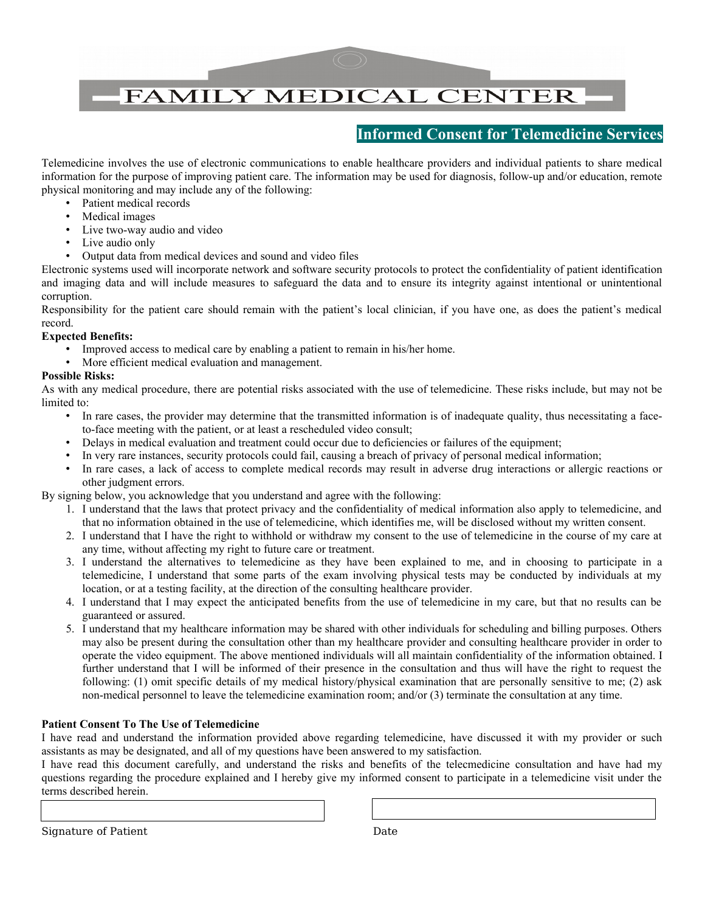# FAMILY MEDICAL CENTER

## Informed Consent for Telemedicine Services

Telemedicine involves the use of electronic communications to enable healthcare providers and individual patients to share medical information for the purpose of improving patient care. The information may be used for diagnosis, follow-up and/or education, remote physical monitoring and may include any of the following:

- Patient medical records
- Medical images
- Live two-way audio and video
- Live audio only
- Output data from medical devices and sound and video files

Electronic systems used will incorporate network and software security protocols to protect the confidentiality of patient identification and imaging data and will include measures to safeguard the data and to ensure its integrity against intentional or unintentional corruption.

Responsibility for the patient care should remain with the patient's local clinician, if you have one, as does the patient's medical record.

**Expected Benefits:**

- Improved access to medical care by enabling a patient to remain in his/her home.
- More efficient medical evaluation and management.

**Possible Risks:**

As with any medical procedure, there are potential risks associated with the use of telemedicine. These risks include, but may not be limited to:

- In rare cases, the provider may determine that the transmitted information is of inadequate quality, thus necessitating a face-to-face meeting with the patient, or at least a rescheduled video consult;
- Delays in medical evaluation and treatment could occur due to deficiencies or failures of the equipment;
- In very rare instances, security protocols could fail, causing a breach of privacy of personal medical information;
- In rare cases, a lack of access to complete medical records may result in adverse drug interactions or allergic reactions or other judgment errors.

By signing below, you acknowledge that you understand and agree with the following:

1. I understand that the laws that protect privacy and the confidentiality of medical information also apply to telemedicine, and that no information obtained in the use of telemedicine, which identifies me, will be disclosed without my written consent.
2. I understand that I have the right to withhold or withdraw my consent to the use of telemedicine in the course of my care at any time, without affecting my right to future care or treatment.
3. I understand the alternatives to telemedicine as they have been explained to me, and in choosing to participate in a telemedicine, I understand that some parts of the exam involving physical tests may be conducted by individuals at my location, or at a testing facility, at the direction of the consulting healthcare provider.
4. I understand that I may expect the anticipated benefits from the use of telemedicine in my care, but that no results can be guaranteed or assured.
5. I understand that my healthcare information may be shared with other individuals for scheduling and billing purposes. Others may also be present during the consultation other than my healthcare provider and consulting healthcare provider in order to operate the video equipment. The above mentioned individuals will all maintain confidentiality of the information obtained. I further understand that I will be informed of their presence in the consultation and thus will have the right to request the following: (1) omit specific details of my medical history/physical examination that are personally sensitive to me; (2) ask non-medical personnel to leave the telemedicine examination room; and/or (3) terminate the consultation at any time.

**Patient Consent To The Use of Telemedicine**

I have read and understand the information provided above regarding telemedicine, have discussed it with my provider or such assistants as may be designated, and all of my questions have been answered to my satisfaction.

I have read this document carefully, and understand the risks and benefits of the telecmedicine consultation and have had my questions regarding the procedure explained and I hereby give my informed consent to participate in a telemedicine visit under the terms described herein.

Signature of Patient

Date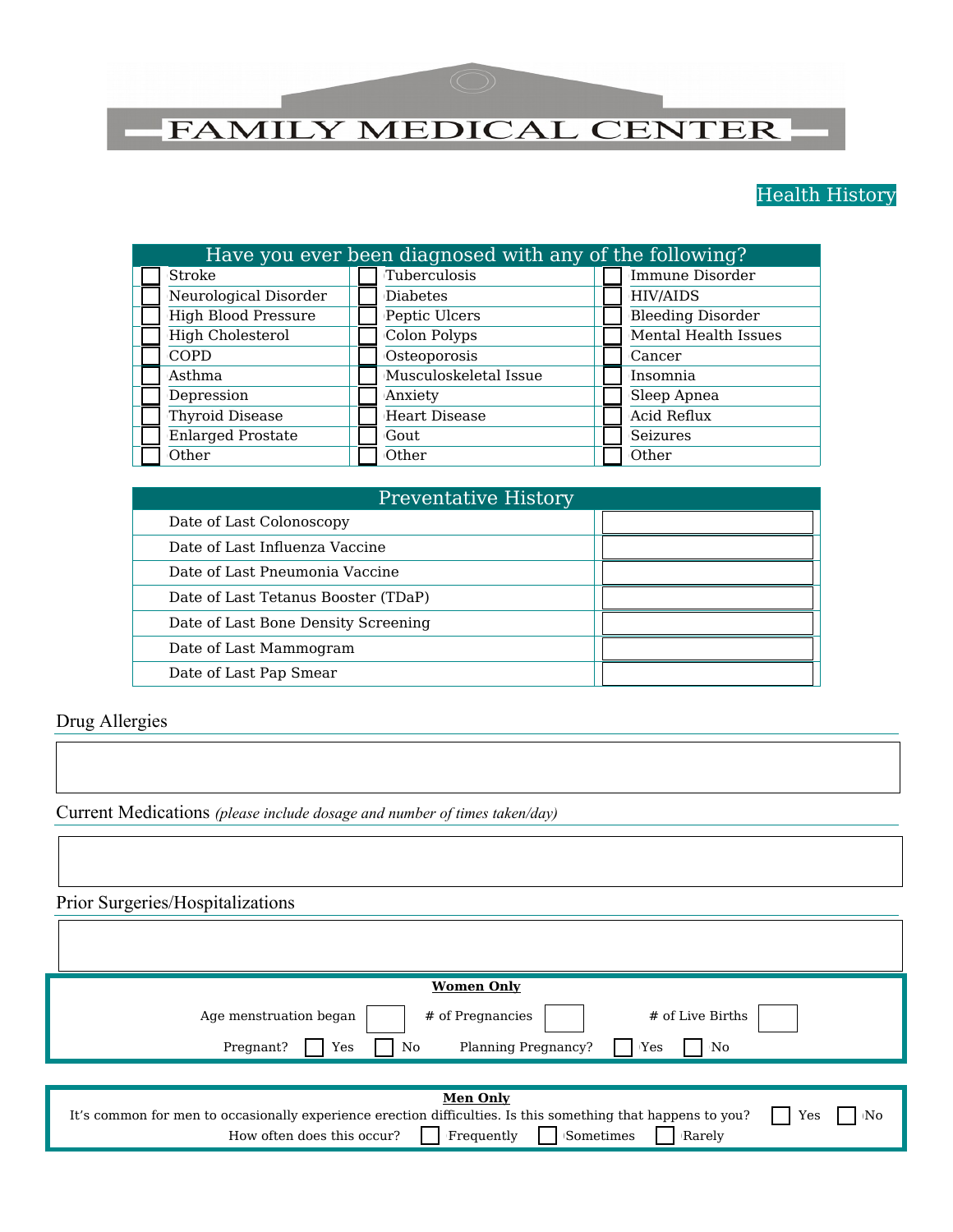# FAMILY MEDICAL CENTER

## Health History

| Have you ever been diagnosed with any of the following? | | |
|---|---|---|
| ☐ Stroke | ☐ Tuberculosis | ☐ Immune Disorder |
| ☐ Neurological Disorder | ☐ Diabetes | ☐ HIV/AIDS |
| ☐ High Blood Pressure | ☐ Peptic Ulcers | ☐ Bleeding Disorder |
| ☐ High Cholesterol | ☐ Colon Polyps | ☐ Mental Health Issues |
| ☐ COPD | ☐ Osteoporosis | ☐ Cancer |
| ☐ Asthma | ☐ Musculoskeletal Issue | ☐ Insomnia |
| ☐ Depression | ☐ Anxiety | ☐ Sleep Apnea |
| ☐ Thyroid Disease | ☐ Heart Disease | ☐ Acid Reflux |
| ☐ Enlarged Prostate | ☐ Gout | ☐ Seizures |
| ☐ Other | ☐ Other | ☐ Other |

| Preventative History | |
|---|---|
| Date of Last Colonoscopy | |
| Date of Last Influenza Vaccine | |
| Date of Last Pneumonia Vaccine | |
| Date of Last Tetanus Booster (TDaP) | |
| Date of Last Bone Density Screening | |
| Date of Last Mammogram | |
| Date of Last Pap Smear | |

Drug Allergies

Current Medications *(please include dosage and number of times taken/day)*

Prior Surgeries/Hospitalizations

**Women Only**

Age menstruation began ☐ # of Pregnancies ☐ # of Live Births ☐

Pregnant? ☐ Yes ☐ No Planning Pregnancy? ☐ Yes ☐ No

**Men Only**

It's common for men to occasionally experience erection difficulties. Is this something that happens to you? ☐ Yes ☐ No

How often does this occur? ☐ Frequently ☐ Sometimes ☐ Rarely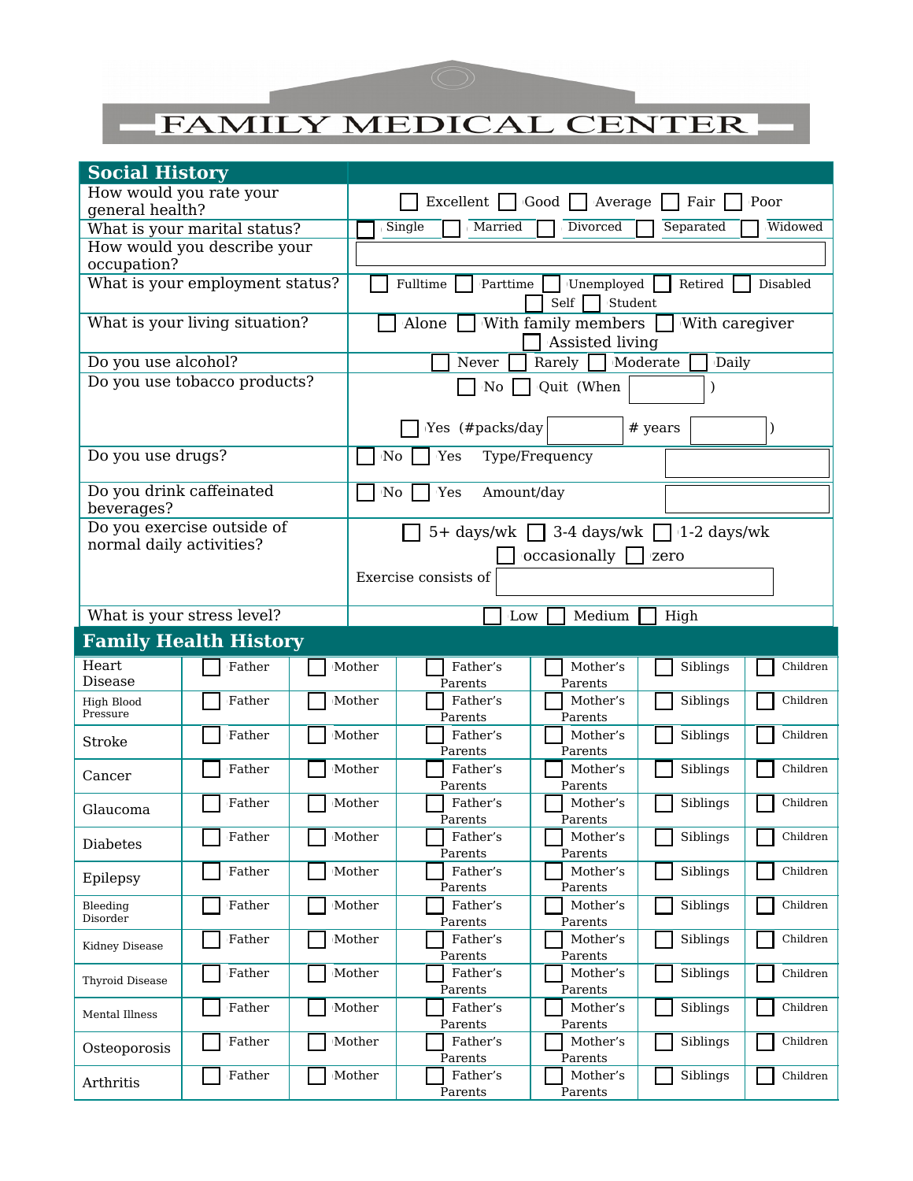# FAMILY MEDICAL CENTER

## Social History

| Social History | |
|---|---|
| How would you rate your general health? | ☐ Excellent ☐ Good ☐ Average ☐ Fair ☐ Poor |
| What is your marital status? | ☐ Single ☐ Married ☐ Divorced ☐ Separated ☐ Widowed |
| How would you describe your occupation? | |
| What is your employment status? | ☐ Fulltime ☐ Parttime ☐ Unemployed ☐ Retired ☐ Disabled ☐ Self ☐ Student |
| What is your living situation? | ☐ Alone ☐ With family members ☐ With caregiver ☐ Assisted living |
| Do you use alcohol? | ☐ Never ☐ Rarely ☐ Moderate ☐ Daily |
| Do you use tobacco products? | ☐ No ☐ Quit (When ____ ) ☐ Yes (#packs/day ____ # years ____ ) |
| Do you use drugs? | ☐ No ☐ Yes Type/Frequency ____ |
| Do you drink caffeinated beverages? | ☐ No ☐ Yes Amount/day ____ |
| Do you exercise outside of normal daily activities? | ☐ 5+ days/wk ☐ 3-4 days/wk ☐ 1-2 days/wk ☐ occasionally ☐ zero<br>Exercise consists of ____ |
| What is your stress level? | ☐ Low ☐ Medium ☐ High |

## Family Health History

| | | | | | | |
|---|---|---|---|---|---|---|
| Heart Disease | ☐ Father | ☐ Mother | ☐ Father's Parents | ☐ Mother's Parents | ☐ Siblings | ☐ Children |
| High Blood Pressure | ☐ Father | ☐ Mother | ☐ Father's Parents | ☐ Mother's Parents | ☐ Siblings | ☐ Children |
| Stroke | ☐ Father | ☐ Mother | ☐ Father's Parents | ☐ Mother's Parents | ☐ Siblings | ☐ Children |
| Cancer | ☐ Father | ☐ Mother | ☐ Father's Parents | ☐ Mother's Parents | ☐ Siblings | ☐ Children |
| Glaucoma | ☐ Father | ☐ Mother | ☐ Father's Parents | ☐ Mother's Parents | ☐ Siblings | ☐ Children |
| Diabetes | ☐ Father | ☐ Mother | ☐ Father's Parents | ☐ Mother's Parents | ☐ Siblings | ☐ Children |
| Epilepsy | ☐ Father | ☐ Mother | ☐ Father's Parents | ☐ Mother's Parents | ☐ Siblings | ☐ Children |
| Bleeding Disorder | ☐ Father | ☐ Mother | ☐ Father's Parents | ☐ Mother's Parents | ☐ Siblings | ☐ Children |
| Kidney Disease | ☐ Father | ☐ Mother | ☐ Father's Parents | ☐ Mother's Parents | ☐ Siblings | ☐ Children |
| Thyroid Disease | ☐ Father | ☐ Mother | ☐ Father's Parents | ☐ Mother's Parents | ☐ Siblings | ☐ Children |
| Mental Illness | ☐ Father | ☐ Mother | ☐ Father's Parents | ☐ Mother's Parents | ☐ Siblings | ☐ Children |
| Osteoporosis | ☐ Father | ☐ Mother | ☐ Father's Parents | ☐ Mother's Parents | ☐ Siblings | ☐ Children |
| Arthritis | ☐ Father | ☐ Mother | ☐ Father's Parents | ☐ Mother's Parents | ☐ Siblings | ☐ Children |